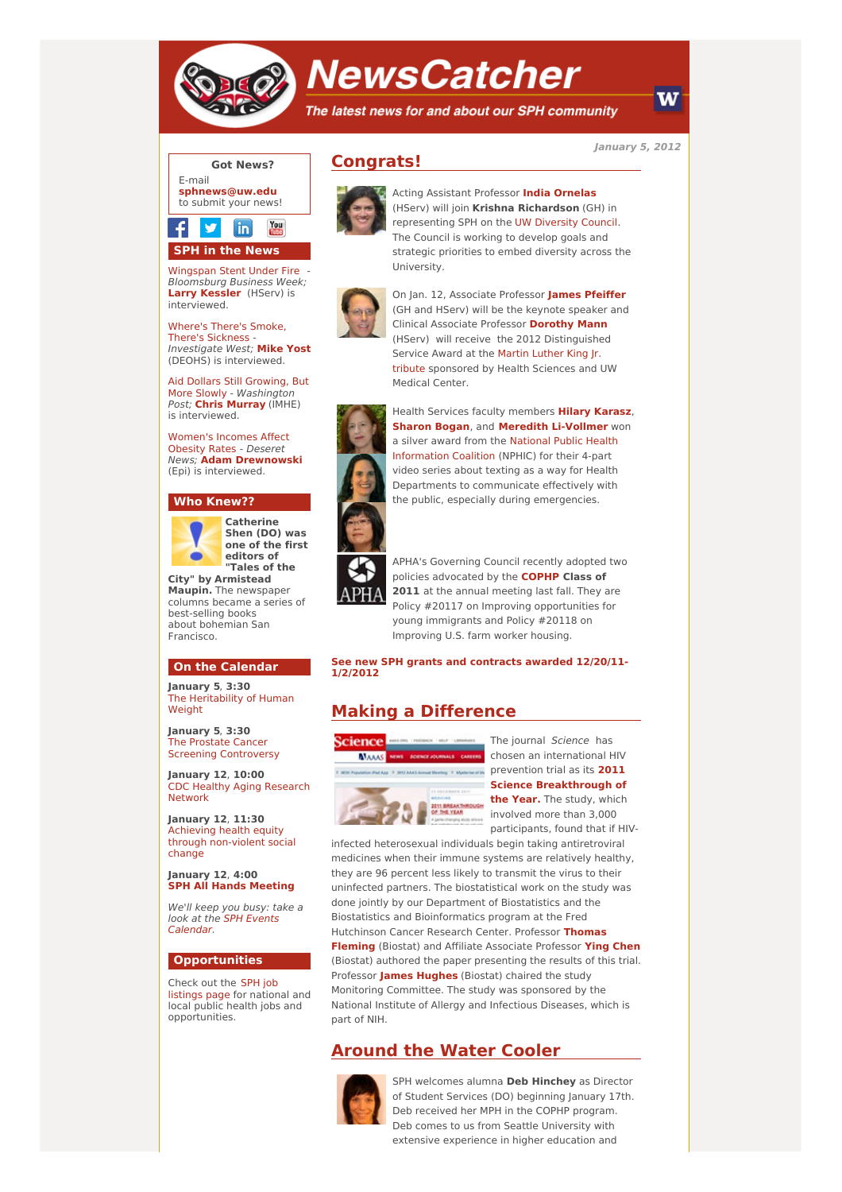# NewsCatcher

*The latest news for and about our SPH community*

*January 5, 2012*

**Got News?**

E-mail **sphnews@uw.edu** to submit your news!

## SPH in the News

Wingspan Stent Under Fire - *Bloomsburg Business Week;* **Larry Kessler** (HServ) is interviewed.

Where's There's Smoke, There's Sickness - *Investigate West;* **Mike Yost** (DEOHS) is interviewed.

Aid Dollars Still Growing, But More Slowly - *Washington Post;* **Chris Murray** (IMHE) is interviewed.

Women's Incomes Affect Obesity Rates - *Deseret News;* **Adam Drewnowski** (Epi) is interviewed.

## Who Knew??

**Catherine Shen (DO) was one of the first editors of "Tales of the City" by Armistead Maupin.** The newspaper columns became a series of best-selling books about bohemian San Francisco.

## On the Calendar

**January 5**, **3:30**
The Heritability of Human Weight

**January 5**, **3:30**
The Prostate Cancer Screening Controversy

**January 12**, **10:00**
CDC Healthy Aging Research Network

**January 12**, **11:30**
Achieving health equity through non-violent social change

**January 12**, **4:00**
**SPH All Hands Meeting**

*We'll keep you busy: take a look at the SPH Events Calendar.*

## Opportunities

Check out the SPH job listings page for national and local public health jobs and opportunities.

## Congrats!

Acting Assistant Professor **India Ornelas** (HServ) will join **Krishna Richardson** (GH) in representing SPH on the UW Diversity Council. The Council is working to develop goals and strategic priorities to embed diversity across the University.

On Jan. 12, Associate Professor **James Pfeiffer** (GH and HServ) will be the keynote speaker and Clinical Associate Professor **Dorothy Mann** (HServ) will receive the 2012 Distinguished Service Award at the Martin Luther King Jr. tribute sponsored by Health Sciences and UW Medical Center.

Health Services faculty members **Hilary Karasz**, **Sharon Bogan**, and **Meredith Li-Vollmer** won a silver award from the National Public Health Information Coalition (NPHIC) for their 4-part video series about texting as a way for Health Departments to communicate effectively with the public, especially during emergencies.

APHA's Governing Council recently adopted two policies advocated by the **COPHP Class of 2011** at the annual meeting last fall. They are Policy #20117 on Improving opportunities for young immigrants and Policy #20118 on Improving U.S. farm worker housing.

**See new SPH grants and contracts awarded 12/20/11-1/2/2012**

## Making a Difference

The journal *Science* has chosen an international HIV prevention trial as its **2011 Science Breakthrough of the Year.** The study, which involved more than 3,000 participants, found that if HIV-infected heterosexual individuals begin taking antiretroviral medicines when their immune systems are relatively healthy, they are 96 percent less likely to transmit the virus to their uninfected partners. The biostatistical work on the study was done jointly by our Department of Biostatistics and the Biostatistics and Bioinformatics program at the Fred Hutchinson Cancer Research Center. Professor **Thomas Fleming** (Biostat) and Affiliate Associate Professor **Ying Chen** (Biostat) authored the paper presenting the results of this trial. Professor **James Hughes** (Biostat) chaired the study Monitoring Committee. The study was sponsored by the National Institute of Allergy and Infectious Diseases, which is part of NIH.

## Around the Water Cooler

SPH welcomes alumna **Deb Hinchey** as Director of Student Services (DO) beginning January 17th. Deb received her MPH in the COPHP program. Deb comes to us from Seattle University with extensive experience in higher education and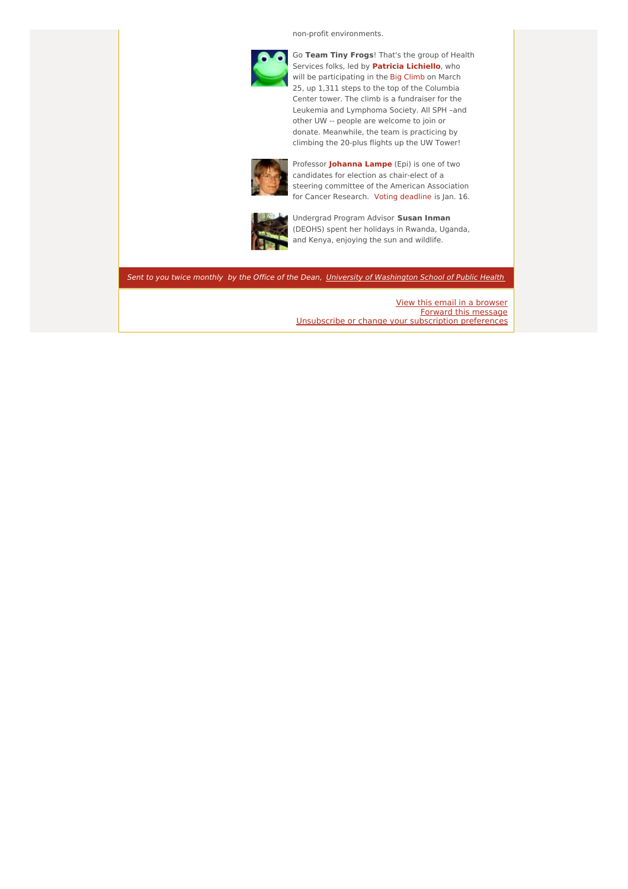non-profit environments.

Go **Team Tiny Frogs**! That's the group of Health Services folks, led by **Patricia Lichiello**, who will be participating in the Big Climb on March 25, up 1,311 steps to the top of the Columbia Center tower. The climb is a fundraiser for the Leukemia and Lymphoma Society. All SPH –and other UW -- people are welcome to join or donate. Meanwhile, the team is practicing by climbing the 20-plus flights up the UW Tower!

Professor **Johanna Lampe** (Epi) is one of two candidates for election as chair-elect of a steering committee of the American Association for Cancer Research. Voting deadline is Jan. 16.

Undergrad Program Advisor **Susan Inman** (DEOHS) spent her holidays in Rwanda, Uganda, and Kenya, enjoying the sun and wildlife.

*Sent to you twice monthly by the Office of the Dean, University of Washington School of Public Health*

View this email in a browser
Forward this message
Unsubscribe or change your subscription preferences